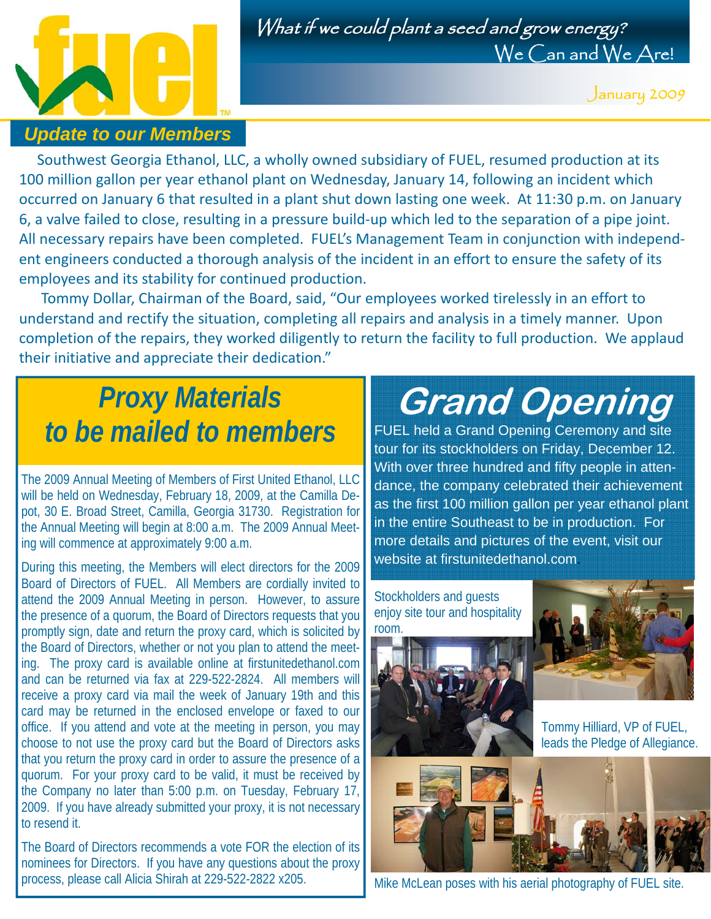fuel™

*What if we could plant a seed and grow energy?*
We Can and We Are!

January 2009

## *Update to our Members*

Southwest Georgia Ethanol, LLC, a wholly owned subsidiary of FUEL, resumed production at its 100 million gallon per year ethanol plant on Wednesday, January 14, following an incident which occurred on January 6 that resulted in a plant shut down lasting one week. At 11:30 p.m. on January 6, a valve failed to close, resulting in a pressure build-up which led to the separation of a pipe joint. All necessary repairs have been completed. FUEL's Management Team in conjunction with independent engineers conducted a thorough analysis of the incident in an effort to ensure the safety of its employees and its stability for continued production.

Tommy Dollar, Chairman of the Board, said, "Our employees worked tirelessly in an effort to understand and rectify the situation, completing all repairs and analysis in a timely manner. Upon completion of the repairs, they worked diligently to return the facility to full production. We applaud their initiative and appreciate their dedication."

## *Proxy Materials to be mailed to members*

The 2009 Annual Meeting of Members of First United Ethanol, LLC will be held on Wednesday, February 18, 2009, at the Camilla Depot, 30 E. Broad Street, Camilla, Georgia 31730. Registration for the Annual Meeting will begin at 8:00 a.m. The 2009 Annual Meeting will commence at approximately 9:00 a.m.

During this meeting, the Members will elect directors for the 2009 Board of Directors of FUEL. All Members are cordially invited to attend the 2009 Annual Meeting in person. However, to assure the presence of a quorum, the Board of Directors requests that you promptly sign, date and return the proxy card, which is solicited by the Board of Directors, whether or not you plan to attend the meeting. The proxy card is available online at firstunitedethanol.com and can be returned via fax at 229-522-2824. All members will receive a proxy card via mail the week of January 19th and this card may be returned in the enclosed envelope or faxed to our office. If you attend and vote at the meeting in person, you may choose to not use the proxy card but the Board of Directors asks that you return the proxy card in order to assure the presence of a quorum. For your proxy card to be valid, it must be received by the Company no later than 5:00 p.m. on Tuesday, February 17, 2009. If you have already submitted your proxy, it is not necessary to resend it.

The Board of Directors recommends a vote FOR the election of its nominees for Directors. If you have any questions about the proxy process, please call Alicia Shirah at 229-522-2822 x205.

## Grand Opening

FUEL held a Grand Opening Ceremony and site tour for its stockholders on Friday, December 12. With over three hundred and fifty people in attendance, the company celebrated their achievement as the first 100 million gallon per year ethanol plant in the entire Southeast to be in production. For more details and pictures of the event, visit our website at firstunitedethanol.com.

Stockholders and guests enjoy site tour and hospitality room.

Tommy Hilliard, VP of FUEL, leads the Pledge of Allegiance.

Mike McLean poses with his aerial photography of FUEL site.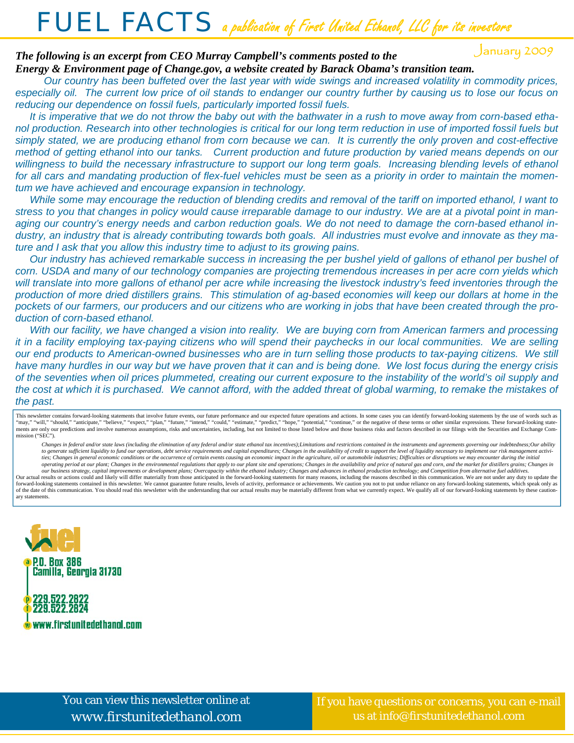# FUEL FACTS *a publication of First United Ethanol, LLC for its investors*

January 2009

***The following is an excerpt from CEO Murray Campbell's comments posted to the Energy & Environment page of Change.gov, a website created by Barack Obama's transition team.***

*Our country has been buffeted over the last year with wide swings and increased volatility in commodity prices, especially oil. The current low price of oil stands to endanger our country further by causing us to lose our focus on reducing our dependence on fossil fuels, particularly imported fossil fuels.*

*It is imperative that we do not throw the baby out with the bathwater in a rush to move away from corn-based ethanol production. Research into other technologies is critical for our long term reduction in use of imported fossil fuels but simply stated, we are producing ethanol from corn because we can. It is currently the only proven and cost-effective method of getting ethanol into our tanks. Current production and future production by varied means depends on our willingness to build the necessary infrastructure to support our long term goals. Increasing blending levels of ethanol for all cars and mandating production of flex-fuel vehicles must be seen as a priority in order to maintain the momentum we have achieved and encourage expansion in technology.*

*While some may encourage the reduction of blending credits and removal of the tariff on imported ethanol, I want to stress to you that changes in policy would cause irreparable damage to our industry. We are at a pivotal point in managing our country's energy needs and carbon reduction goals. We do not need to damage the corn-based ethanol industry, an industry that is already contributing towards both goals. All industries must evolve and innovate as they mature and I ask that you allow this industry time to adjust to its growing pains.*

*Our industry has achieved remarkable success in increasing the per bushel yield of gallons of ethanol per bushel of corn. USDA and many of our technology companies are projecting tremendous increases in per acre corn yields which will translate into more gallons of ethanol per acre while increasing the livestock industry's feed inventories through the production of more dried distillers grains. This stimulation of ag-based economies will keep our dollars at home in the pockets of our farmers, our producers and our citizens who are working in jobs that have been created through the production of corn-based ethanol.*

*With our facility, we have changed a vision into reality. We are buying corn from American farmers and processing it in a facility employing tax-paying citizens who will spend their paychecks in our local communities. We are selling our end products to American-owned businesses who are in turn selling those products to tax-paying citizens. We still have many hurdles in our way but we have proven that it can and is being done. We lost focus during the energy crisis of the seventies when oil prices plummeted, creating our current exposure to the instability of the world's oil supply and the cost at which it is purchased. We cannot afford, with the added threat of global warming, to remake the mistakes of the past.*

This newsletter contains forward-looking statements that involve future events, our future performance and our expected future operations and actions. In some cases you can identify forward-looking statements by the use of words such as "may," "will," "should," "anticipate," "believe," "expect," "plan," "future," "intend," "could," "estimate," "predict," "hope," "potential," "continue," or the negative of these terms or other similar expressions. These forward-looking statements are only our predictions and involve numerous assumptions, risks and uncertainties, including, but not limited to those listed below and those business risks and factors described in our filings with the Securities and Exchange Commission ("SEC").

*Changes in federal and/or state laws (including the elimination of any federal and/or state ethanol tax incentives);Limitations and restrictions contained in the instruments and agreements governing our indebtedness;Our ability to generate sufficient liquidity to fund our operations, debt service requirements and capital expenditures; Changes in the availability of credit to support the level of liquidity necessary to implement our risk management activities; Changes in general economic conditions or the occurrence of certain events causing an economic impact in the agriculture, oil or automobile industries; Difficulties or disruptions we may encounter during the initial operating period at our plant; Changes in the environmental regulations that apply to our plant site and operations; Changes in the availability and price of natural gas and corn, and the market for distillers grains; Changes in our business strategy, capital improvements or development plans; Overcapacity within the ethanol industry; Changes and advances in ethanol production technology; and Competition from alternative fuel additives.*

Our actual results or actions could and likely will differ materially from those anticipated in the forward-looking statements for many reasons, including the reasons described in this communication. We are not under any duty to update the forward-looking statements contained in this newsletter. We cannot guarantee future results, levels of activity, performance or achievements. We caution you not to put undue reliance on any forward-looking statements, which speak only as of the date of this communication. You should read this newsletter with the understanding that our actual results may be materially different from what we currently expect. We qualify all of our forward-looking statements by these cautionary statements.

fuel

a P.O. Box 386
Camilla, Georgia 31730

p 229.522.2822
f 229.522.2824

w www.firstunitedethanol.com

You can view this newsletter online at www.firstunitedethanol.com

If you have questions or concerns, you can e-mail us at info@firstunitedethanol.com